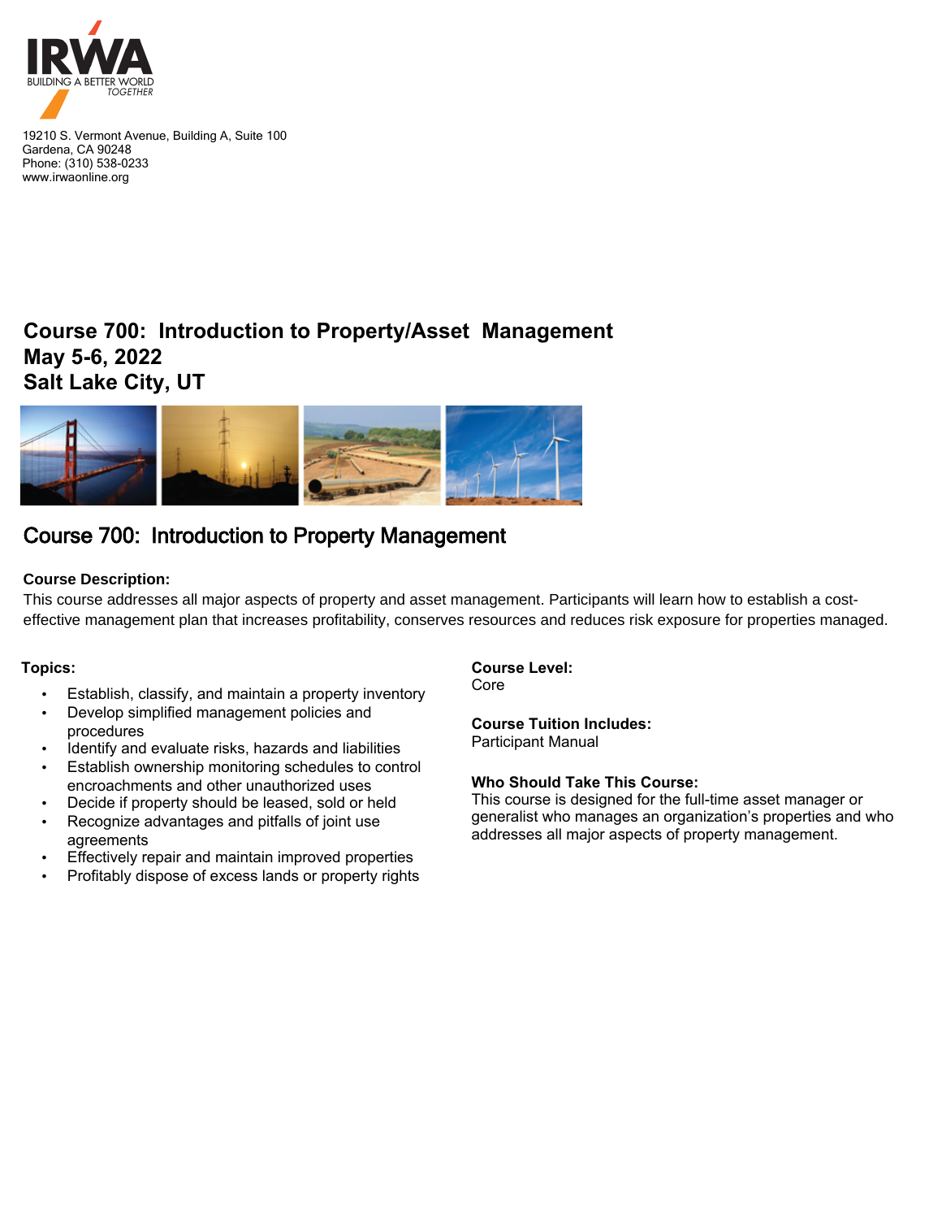IRWA
BUILDING A BETTER WORLD TOGETHER

19210 S. Vermont Avenue, Building A, Suite 100
Gardena, CA 90248
Phone: (310) 538-0233
www.irwaonline.org

# Course 700: Introduction to Property/Asset Management
# May 5-6, 2022
# Salt Lake City, UT

## Course 700: Introduction to Property Management

**Course Description:**
This course addresses all major aspects of property and asset management. Participants will learn how to establish a cost-effective management plan that increases profitability, conserves resources and reduces risk exposure for properties managed.

**Topics:**

- Establish, classify, and maintain a property inventory
- Develop simplified management policies and procedures
- Identify and evaluate risks, hazards and liabilities
- Establish ownership monitoring schedules to control encroachments and other unauthorized uses
- Decide if property should be leased, sold or held
- Recognize advantages and pitfalls of joint use agreements
- Effectively repair and maintain improved properties
- Profitably dispose of excess lands or property rights

**Course Level:**
Core

**Course Tuition Includes:**
Participant Manual

**Who Should Take This Course:**
This course is designed for the full-time asset manager or generalist who manages an organization's properties and who addresses all major aspects of property management.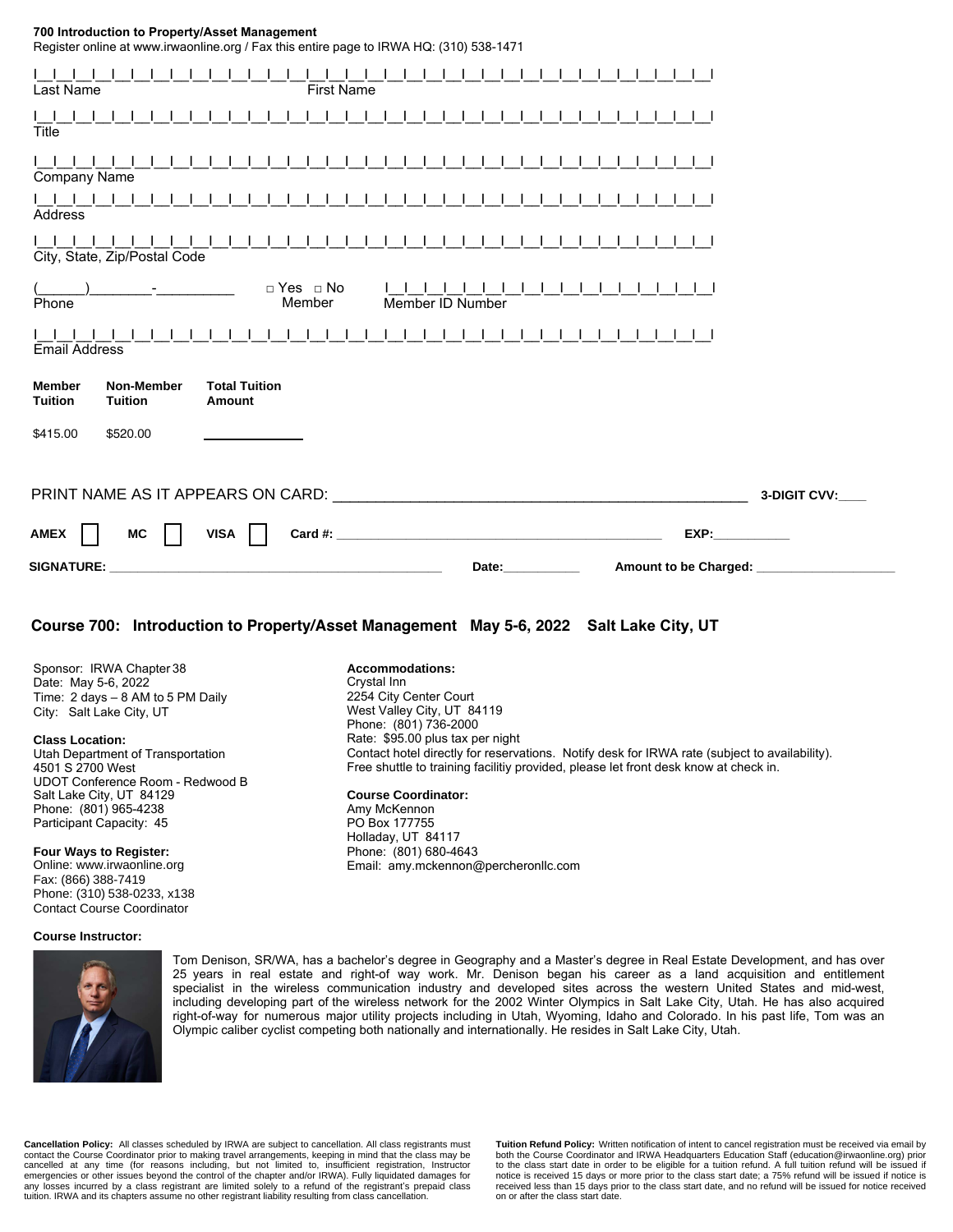**700 Introduction to Property/Asset Management**

Register online at www.irwaonline.org / Fax this entire page to IRWA HQ: (310) 538-1471

|__|__|__|__|__|__|__|__|__|__|__|__|__|__|__|__|__|__|__|__|__|__|__|__|__|__|__|__|__|__|__|__|__|__|__|__|__|__|

Last Name First Name

|__|__|__|__|__|__|__|__|__|__|__|__|__|__|__|__|__|__|__|__|__|__|__|__|__|__|__|__|__|__|__|__|__|__|__|__|__|__|

Title

|__|__|__|__|__|__|__|__|__|__|__|__|__|__|__|__|__|__|__|__|__|__|__|__|__|__|__|__|__|__|__|__|__|__|__|__|__|__|

Company Name

|__|__|__|__|__|__|__|__|__|__|__|__|__|__|__|__|__|__|__|__|__|__|__|__|__|__|__|__|__|__|__|__|__|__|__|__|__|__|

Address

|__|__|__|__|__|__|__|__|__|__|__|__|__|__|__|__|__|__|__|__|__|__|__|__|__|__|__|__|__|__|__|__|__|__|__|__|__|__|

City, State, Zip/Postal Code

(______)________-__________ □ Yes □ No |__|__|__|__|__|__|__|__|__|__|__|__|__|__|__|__|__|__|

Phone Member Member ID Number

|__|__|__|__|__|__|__|__|__|__|__|__|__|__|__|__|__|__|__|__|__|__|__|__|__|__|__|__|__|__|__|__|__|__|__|__|__|__|

Email Address

| Member Tuition | Non-Member Tuition | Total Tuition Amount |
|---|---|---|
| $415.00 | $520.00 | ____________ |

PRINT NAME AS IT APPEARS ON CARD: ______________________________________________ **3-DIGIT CVV:____**

**AMEX** ☐ **MC** ☐ **VISA** ☐ **Card #:** ________________________________________ **EXP:**__________

**SIGNATURE:** ____________________________________________ **Date:**__________ **Amount to be Charged:** __________________

## Course 700: Introduction to Property/Asset Management May 5-6, 2022 Salt Lake City, UT

Sponsor: IRWA Chapter 38
Date: May 5-6, 2022
Time: 2 days – 8 AM to 5 PM Daily
City: Salt Lake City, UT

**Class Location:**
Utah Department of Transportation
4501 S 2700 West
UDOT Conference Room - Redwood B
Salt Lake City, UT 84129
Phone: (801) 965-4238
Participant Capacity: 45

**Four Ways to Register:**
Online: www.irwaonline.org
Fax: (866) 388-7419
Phone: (310) 538-0233, x138
Contact Course Coordinator

**Accommodations:**
Crystal Inn
2254 City Center Court
West Valley City, UT 84119
Phone: (801) 736-2000
Rate: $95.00 plus tax per night
Contact hotel directly for reservations. Notify desk for IRWA rate (subject to availability).
Free shuttle to training facilitiy provided, please let front desk know at check in.

**Course Coordinator:**
Amy McKennon
PO Box 177755
Holladay, UT 84117
Phone: (801) 680-4643
Email: amy.mckennon@percheronllc.com

**Course Instructor:**

Tom Denison, SR/WA, has a bachelor's degree in Geography and a Master's degree in Real Estate Development, and has over 25 years in real estate and right-of way work. Mr. Denison began his career as a land acquisition and entitlement specialist in the wireless communication industry and developed sites across the western United States and mid-west, including developing part of the wireless network for the 2002 Winter Olympics in Salt Lake City, Utah. He has also acquired right-of-way for numerous major utility projects including in Utah, Wyoming, Idaho and Colorado. In his past life, Tom was an Olympic caliber cyclist competing both nationally and internationally. He resides in Salt Lake City, Utah.

**Cancellation Policy:** All classes scheduled by IRWA are subject to cancellation. All class registrants must contact the Course Coordinator prior to making travel arrangements, keeping in mind that the class may be cancelled at any time (for reasons including, but not limited to, insufficient registration, Instructor emergencies or other issues beyond the control of the chapter and/or IRWA). Fully liquidated damages for any losses incurred by a class registrant are limited solely to a refund of the registrant's prepaid class tuition. IRWA and its chapters assume no other registrant liability resulting from class cancellation.

**Tuition Refund Policy:** Written notification of intent to cancel registration must be received via email by both the Course Coordinator and IRWA Headquarters Education Staff (education@irwaonline.org) prior to the class start date in order to be eligible for a tuition refund. A full tuition refund will be issued if notice is received 15 days or more prior to the class start date; a 75% refund will be issued if notice is received less than 15 days prior to the class start date, and no refund will be issued for notice received on or after the class start date.